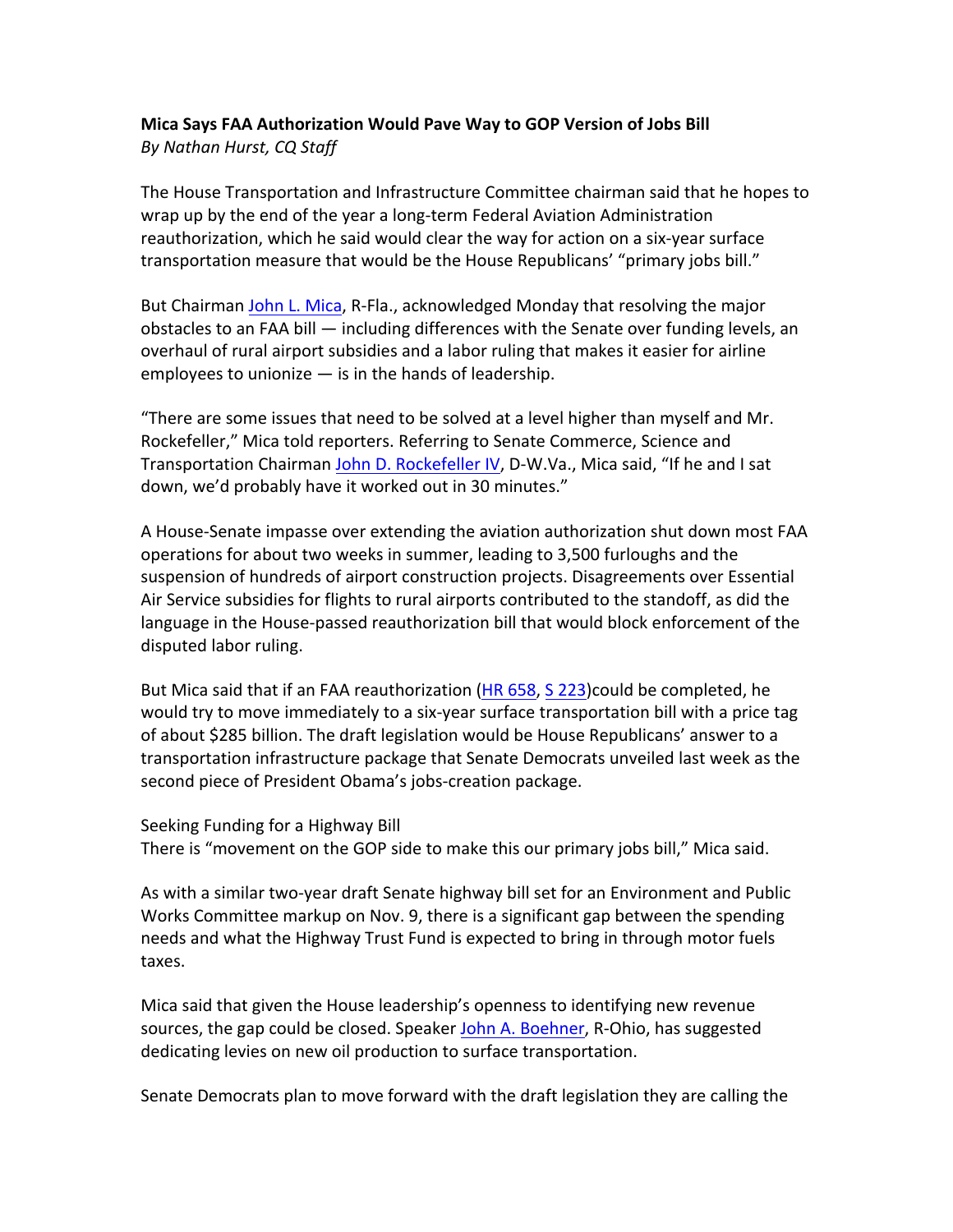**Mica Says FAA Authorization Would Pave Way to GOP Version of Jobs Bill**
*By Nathan Hurst, CQ Staff*

The House Transportation and Infrastructure Committee chairman said that he hopes to wrap up by the end of the year a long-term Federal Aviation Administration reauthorization, which he said would clear the way for action on a six-year surface transportation measure that would be the House Republicans' "primary jobs bill."

But Chairman John L. Mica, R-Fla., acknowledged Monday that resolving the major obstacles to an FAA bill — including differences with the Senate over funding levels, an overhaul of rural airport subsidies and a labor ruling that makes it easier for airline employees to unionize — is in the hands of leadership.

"There are some issues that need to be solved at a level higher than myself and Mr. Rockefeller," Mica told reporters. Referring to Senate Commerce, Science and Transportation Chairman John D. Rockefeller IV, D-W.Va., Mica said, "If he and I sat down, we'd probably have it worked out in 30 minutes."

A House-Senate impasse over extending the aviation authorization shut down most FAA operations for about two weeks in summer, leading to 3,500 furloughs and the suspension of hundreds of airport construction projects. Disagreements over Essential Air Service subsidies for flights to rural airports contributed to the standoff, as did the language in the House-passed reauthorization bill that would block enforcement of the disputed labor ruling.

But Mica said that if an FAA reauthorization (HR 658, S 223)could be completed, he would try to move immediately to a six-year surface transportation bill with a price tag of about $285 billion. The draft legislation would be House Republicans' answer to a transportation infrastructure package that Senate Democrats unveiled last week as the second piece of President Obama's jobs-creation package.

Seeking Funding for a Highway Bill

There is "movement on the GOP side to make this our primary jobs bill," Mica said.

As with a similar two-year draft Senate highway bill set for an Environment and Public Works Committee markup on Nov. 9, there is a significant gap between the spending needs and what the Highway Trust Fund is expected to bring in through motor fuels taxes.

Mica said that given the House leadership's openness to identifying new revenue sources, the gap could be closed. Speaker John A. Boehner, R-Ohio, has suggested dedicating levies on new oil production to surface transportation.

Senate Democrats plan to move forward with the draft legislation they are calling the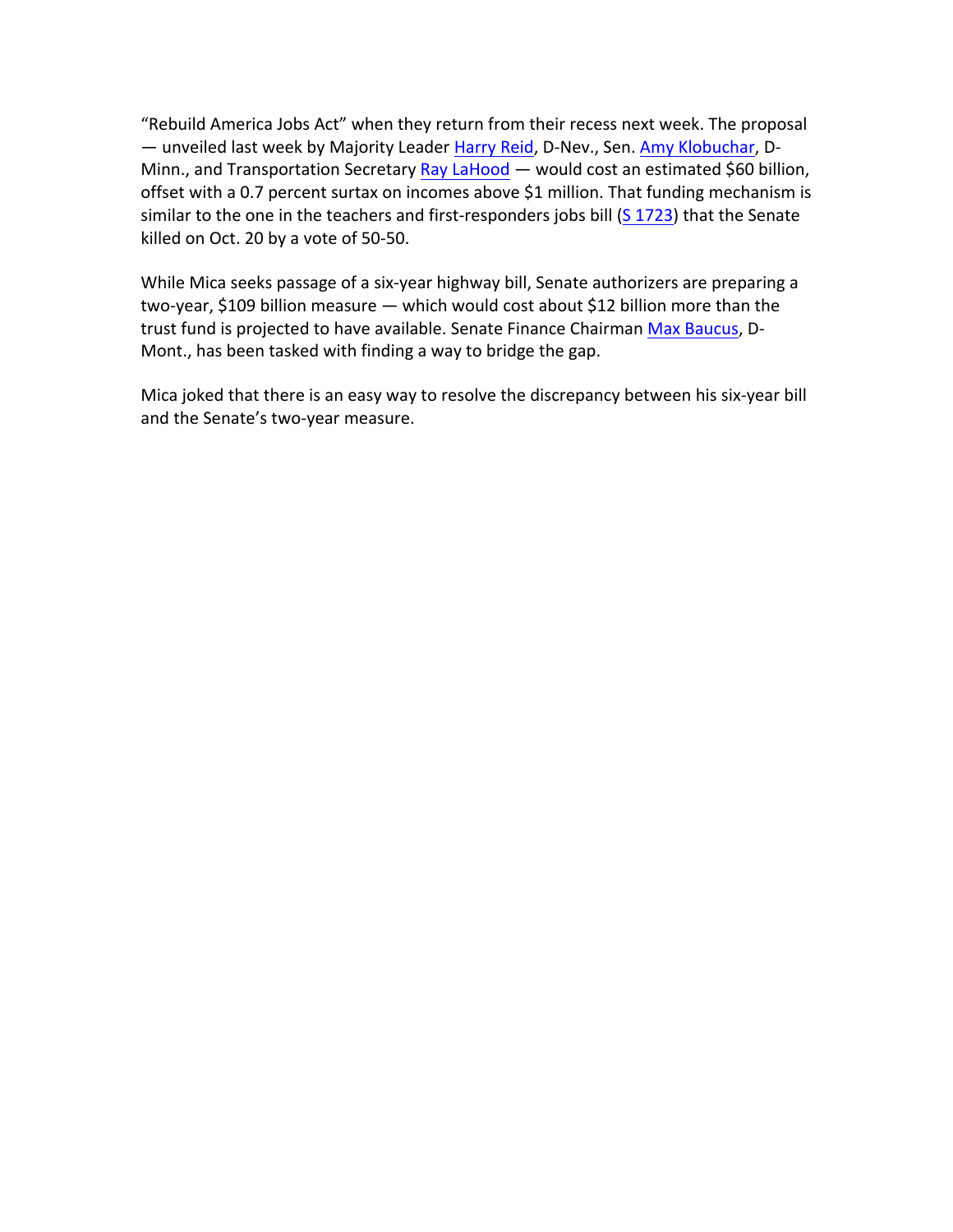"Rebuild America Jobs Act" when they return from their recess next week. The proposal — unveiled last week by Majority Leader Harry Reid, D-Nev., Sen. Amy Klobuchar, D-Minn., and Transportation Secretary Ray LaHood — would cost an estimated $60 billion, offset with a 0.7 percent surtax on incomes above $1 million. That funding mechanism is similar to the one in the teachers and first-responders jobs bill (S 1723) that the Senate killed on Oct. 20 by a vote of 50-50.

While Mica seeks passage of a six-year highway bill, Senate authorizers are preparing a two-year, $109 billion measure — which would cost about $12 billion more than the trust fund is projected to have available. Senate Finance Chairman Max Baucus, D-Mont., has been tasked with finding a way to bridge the gap.

Mica joked that there is an easy way to resolve the discrepancy between his six-year bill and the Senate's two-year measure.